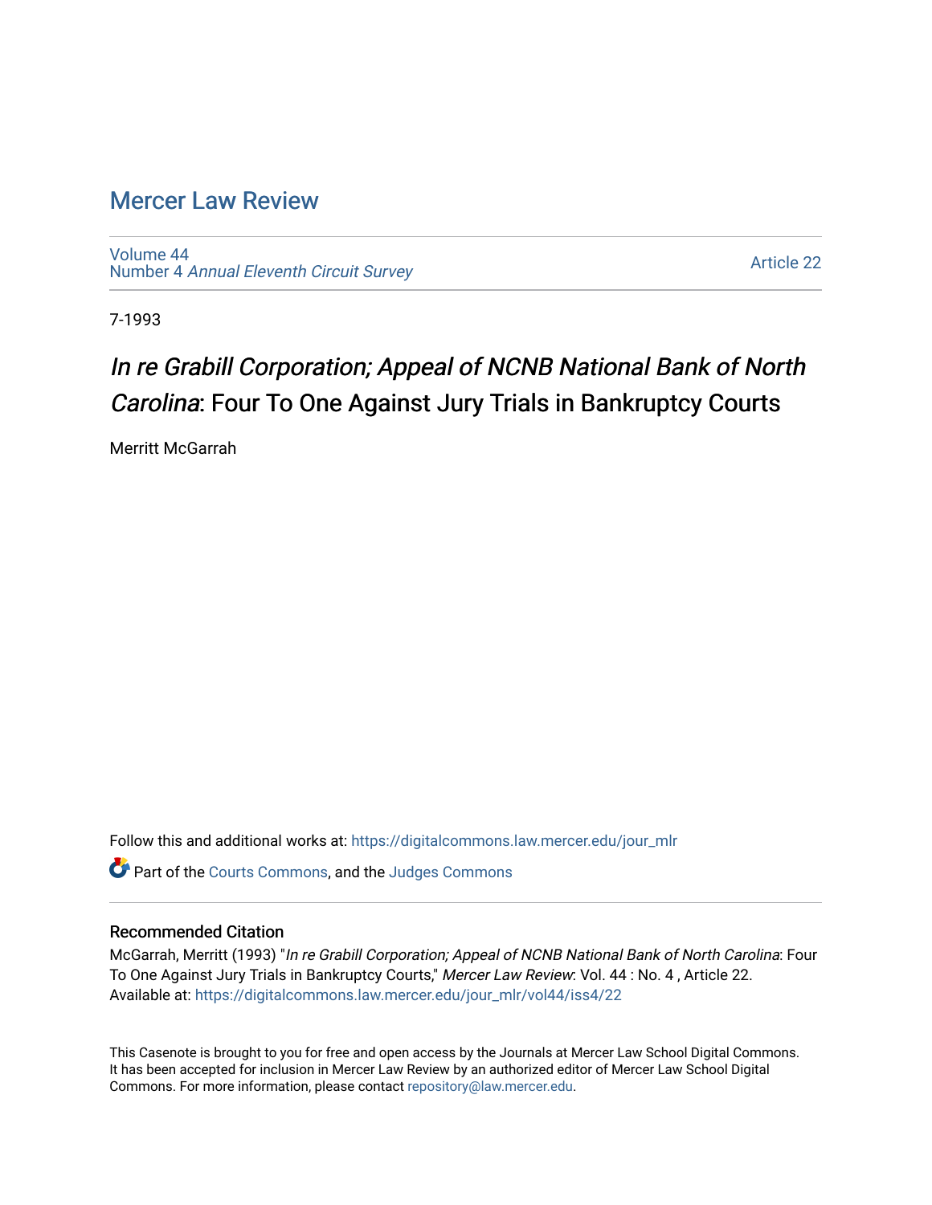# Mercer Law Review

Volume 44
Number 4 *Annual Eleventh Circuit Survey*

Article 22

7-1993

## *In re Grabill Corporation; Appeal of NCNB National Bank of North Carolina*: Four To One Against Jury Trials in Bankruptcy Courts

Merritt McGarrah

Follow this and additional works at: https://digitalcommons.law.mercer.edu/jour_mlr

Part of the Courts Commons, and the Judges Commons

### Recommended Citation

McGarrah, Merritt (1993) "*In re Grabill Corporation; Appeal of NCNB National Bank of North Carolina*: Four To One Against Jury Trials in Bankruptcy Courts," *Mercer Law Review*: Vol. 44 : No. 4 , Article 22.
Available at: https://digitalcommons.law.mercer.edu/jour_mlr/vol44/iss4/22

This Casenote is brought to you for free and open access by the Journals at Mercer Law School Digital Commons. It has been accepted for inclusion in Mercer Law Review by an authorized editor of Mercer Law School Digital Commons. For more information, please contact repository@law.mercer.edu.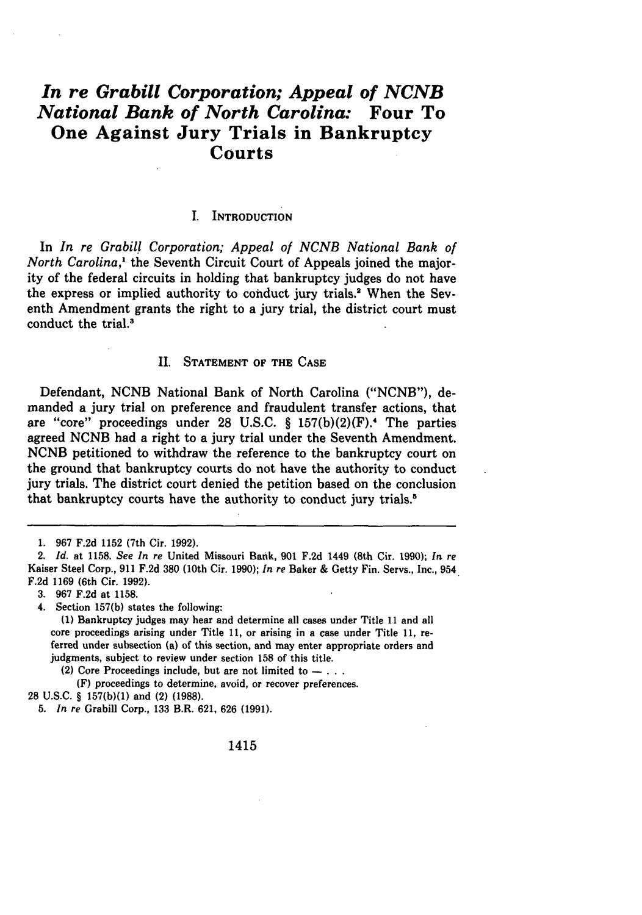# *In re Grabill Corporation; Appeal of NCNB National Bank of North Carolina:* Four To One Against Jury Trials in Bankruptcy Courts

## I. Introduction

In *In re Grabill Corporation; Appeal of NCNB National Bank of North Carolina*,[1] the Seventh Circuit Court of Appeals joined the majority of the federal circuits in holding that bankruptcy judges do not have the express or implied authority to conduct jury trials.[2] When the Seventh Amendment grants the right to a jury trial, the district court must conduct the trial.[3]

## II. Statement of the Case

Defendant, NCNB National Bank of North Carolina ("NCNB"), demanded a jury trial on preference and fraudulent transfer actions, that are "core" proceedings under 28 U.S.C. § 157(b)(2)(F).[4] The parties agreed NCNB had a right to a jury trial under the Seventh Amendment. NCNB petitioned to withdraw the reference to the bankruptcy court on the ground that bankruptcy courts do not have the authority to conduct jury trials. The district court denied the petition based on the conclusion that bankruptcy courts have the authority to conduct jury trials.[5]

---

1. 967 F.2d 1152 (7th Cir. 1992).
2. *Id.* at 1158. *See In re* United Missouri Bank, 901 F.2d 1449 (8th Cir. 1990); *In re* Kaiser Steel Corp., 911 F.2d 380 (10th Cir. 1990); *In re* Baker & Getty Fin. Servs., Inc., 954 F.2d 1169 (6th Cir. 1992).
3. 967 F.2d at 1158.
4. Section 157(b) states the following:

   (1) Bankruptcy judges may hear and determine all cases under Title 11 and all core proceedings arising under Title 11, or arising in a case under Title 11, referred under subsection (a) of this section, and may enter appropriate orders and judgments, subject to review under section 158 of this title.

   (2) Core Proceedings include, but are not limited to — . . .

   (F) proceedings to determine, avoid, or recover preferences.

   28 U.S.C. § 157(b)(1) and (2) (1988).
5. *In re* Grabill Corp., 133 B.R. 621, 626 (1991).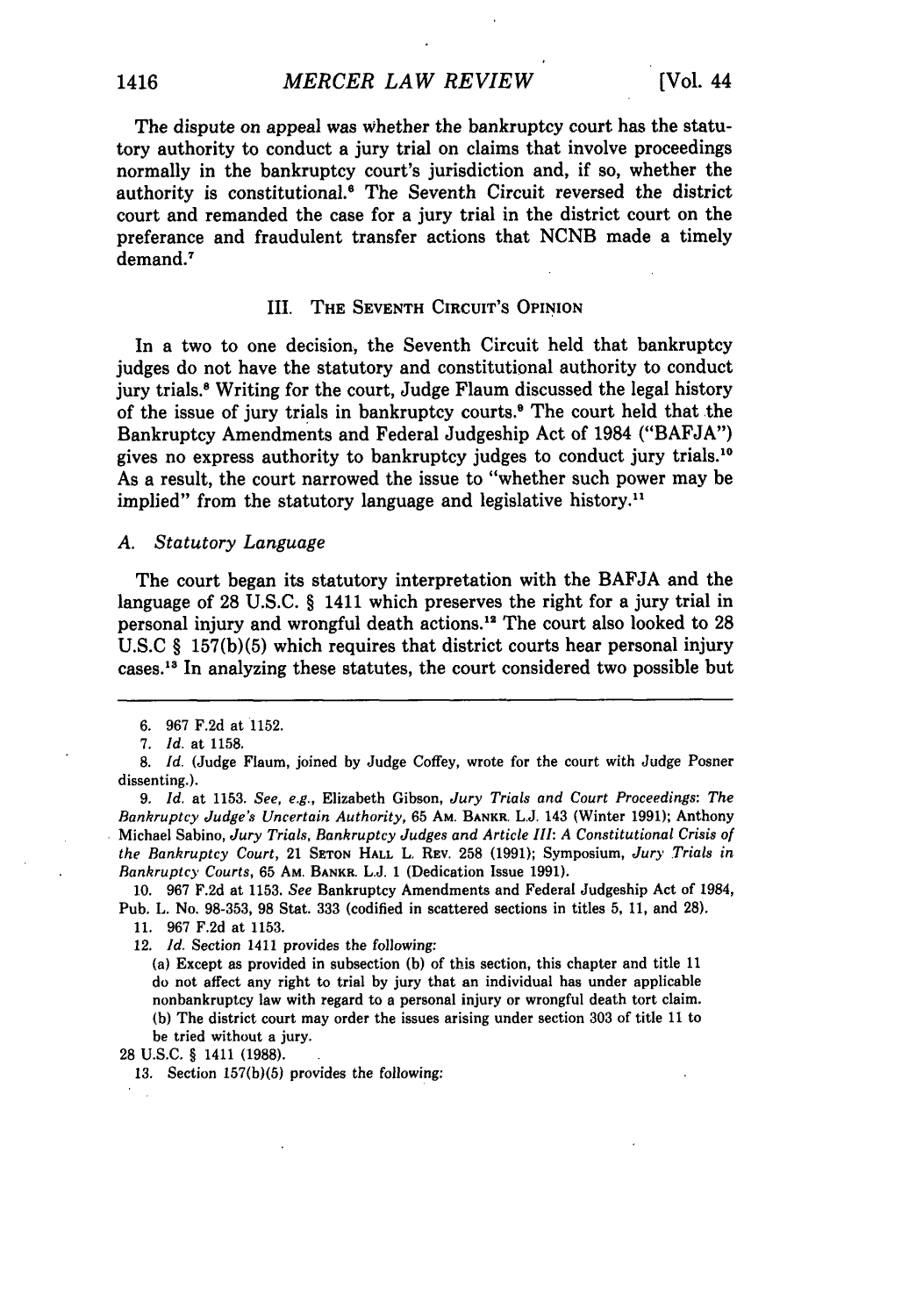The dispute on appeal was whether the bankruptcy court has the statutory authority to conduct a jury trial on claims that involve proceedings normally in the bankruptcy court's jurisdiction and, if so, whether the authority is constitutional.[6] The Seventh Circuit reversed the district court and remanded the case for a jury trial in the district court on the preferance and fraudulent transfer actions that NCNB made a timely demand.[7]

## III. THE SEVENTH CIRCUIT'S OPINION

In a two to one decision, the Seventh Circuit held that bankruptcy judges do not have the statutory and constitutional authority to conduct jury trials.[8] Writing for the court, Judge Flaum discussed the legal history of the issue of jury trials in bankruptcy courts.[9] The court held that the Bankruptcy Amendments and Federal Judgeship Act of 1984 ("BAFJA") gives no express authority to bankruptcy judges to conduct jury trials.[10] As a result, the court narrowed the issue to "whether such power may be implied" from the statutory language and legislative history.[11]

### A. *Statutory Language*

The court began its statutory interpretation with the BAFJA and the language of 28 U.S.C. § 1411 which preserves the right for a jury trial in personal injury and wrongful death actions.[12] The court also looked to 28 U.S.C § 157(b)(5) which requires that district courts hear personal injury cases.[13] In analyzing these statutes, the court considered two possible but

---

6. 967 F.2d at 1152.

7. *Id.* at 1158.

8. *Id.* (Judge Flaum, joined by Judge Coffey, wrote for the court with Judge Posner dissenting.).

9. *Id.* at 1153. *See, e.g.*, Elizabeth Gibson, *Jury Trials and Court Proceedings: The Bankruptcy Judge's Uncertain Authority*, 65 AM. BANKR. L.J. 143 (Winter 1991); Anthony Michael Sabino, *Jury Trials, Bankruptcy Judges and Article III: A Constitutional Crisis of the Bankruptcy Court*, 21 SETON HALL L. REV. 258 (1991); Symposium, *Jury Trials in Bankruptcy Courts*, 65 AM. BANKR. L.J. 1 (Dedication Issue 1991).

10. 967 F.2d at 1153. *See* Bankruptcy Amendments and Federal Judgeship Act of 1984, Pub. L. No. 98-353, 98 Stat. 333 (codified in scattered sections in titles 5, 11, and 28).

11. 967 F.2d at 1153.

12. *Id.* Section 1411 provides the following:

(a) Except as provided in subsection (b) of this section, this chapter and title 11 do not affect any right to trial by jury that an individual has under applicable nonbankruptcy law with regard to a personal injury or wrongful death tort claim.
(b) The district court may order the issues arising under section 303 of title 11 to be tried without a jury.

28 U.S.C. § 1411 (1988).

13. Section 157(b)(5) provides the following: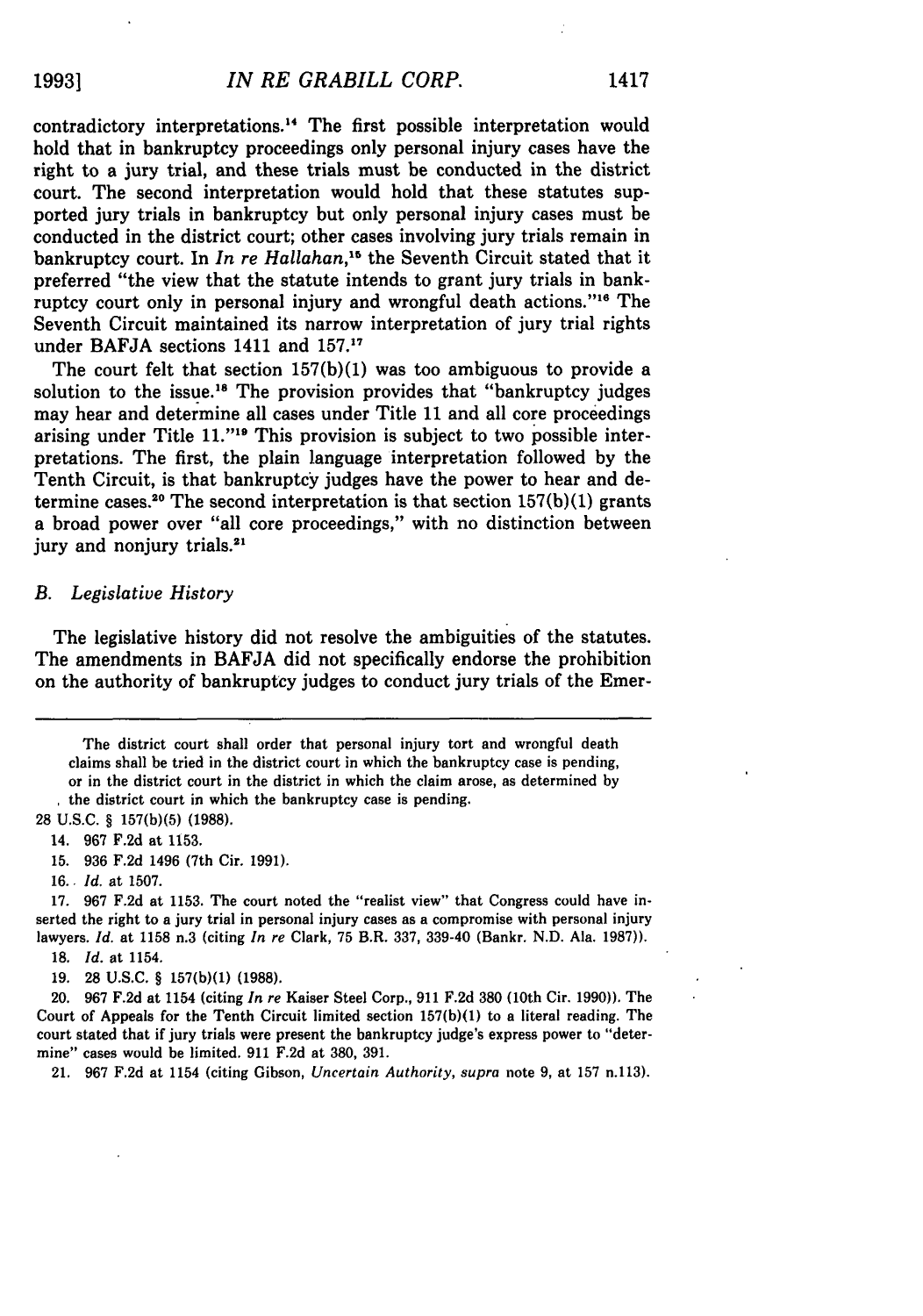contradictory interpretations.[14] The first possible interpretation would hold that in bankruptcy proceedings only personal injury cases have the right to a jury trial, and these trials must be conducted in the district court. The second interpretation would hold that these statutes supported jury trials in bankruptcy but only personal injury cases must be conducted in the district court; other cases involving jury trials remain in bankruptcy court. In *In re Hallahan*,[15] the Seventh Circuit stated that it preferred "the view that the statute intends to grant jury trials in bankruptcy court only in personal injury and wrongful death actions."[16] The Seventh Circuit maintained its narrow interpretation of jury trial rights under BAFJA sections 1411 and 157.[17]

The court felt that section 157(b)(1) was too ambiguous to provide a solution to the issue.[18] The provision provides that "bankruptcy judges may hear and determine all cases under Title 11 and all core proceedings arising under Title 11."[19] This provision is subject to two possible interpretations. The first, the plain language interpretation followed by the Tenth Circuit, is that bankruptcy judges have the power to hear and determine cases.[20] The second interpretation is that section 157(b)(1) grants a broad power over "all core proceedings," with no distinction between jury and nonjury trials.[21]

### *B. Legislative History*

The legislative history did not resolve the ambiguities of the statutes. The amendments in BAFJA did not specifically endorse the prohibition on the authority of bankruptcy judges to conduct jury trials of the Emer-

---

> The district court shall order that personal injury tort and wrongful death claims shall be tried in the district court in which the bankruptcy case is pending, or in the district court in the district in which the claim arose, as determined by the district court in which the bankruptcy case is pending.

28 U.S.C. § 157(b)(5) (1988).

14. 967 F.2d at 1153.

15. 936 F.2d 1496 (7th Cir. 1991).

16. *Id.* at 1507.

17. 967 F.2d at 1153. The court noted the "realist view" that Congress could have inserted the right to a jury trial in personal injury cases as a compromise with personal injury lawyers. *Id.* at 1158 n.3 (citing *In re* Clark, 75 B.R. 337, 339-40 (Bankr. N.D. Ala. 1987)).

18. *Id.* at 1154.

19. 28 U.S.C. § 157(b)(1) (1988).

20. 967 F.2d at 1154 (citing *In re* Kaiser Steel Corp., 911 F.2d 380 (10th Cir. 1990)). The Court of Appeals for the Tenth Circuit limited section 157(b)(1) to a literal reading. The court stated that if jury trials were present the bankruptcy judge's express power to "determine" cases would be limited. 911 F.2d at 380, 391.

21. 967 F.2d at 1154 (citing Gibson, *Uncertain Authority*, *supra* note 9, at 157 n.113).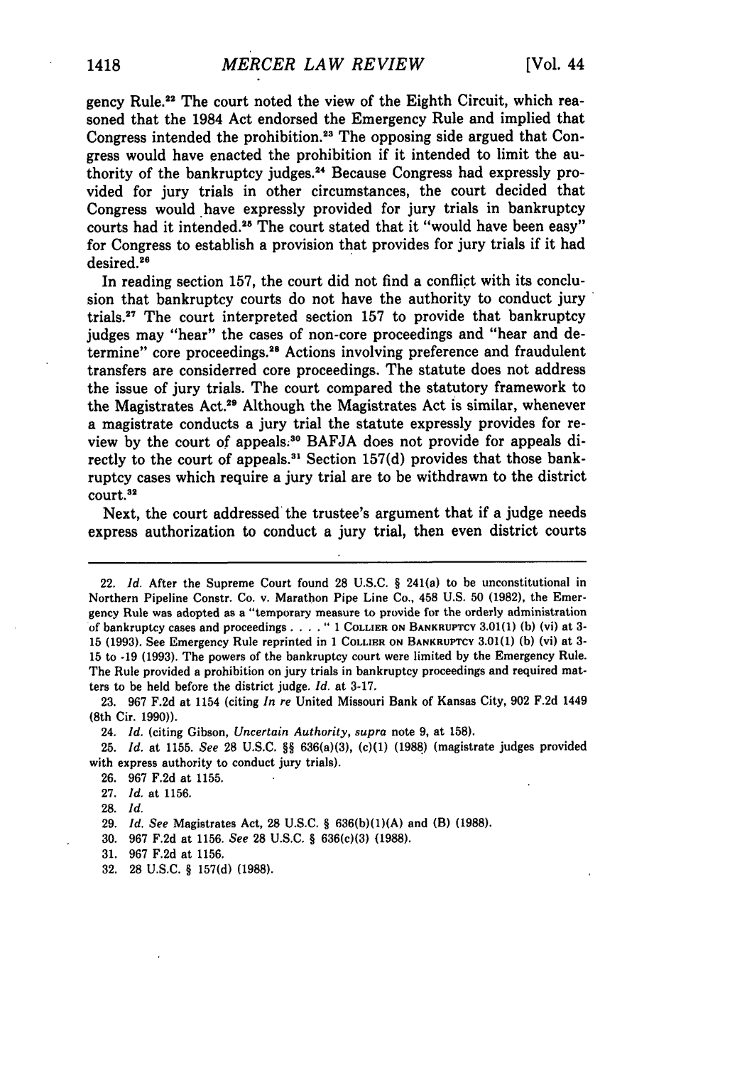gency Rule.[22] The court noted the view of the Eighth Circuit, which reasoned that the 1984 Act endorsed the Emergency Rule and implied that Congress intended the prohibition.[23] The opposing side argued that Congress would have enacted the prohibition if it intended to limit the authority of the bankruptcy judges.[24] Because Congress had expressly provided for jury trials in other circumstances, the court decided that Congress would have expressly provided for jury trials in bankruptcy courts had it intended.[25] The court stated that it "would have been easy" for Congress to establish a provision that provides for jury trials if it had desired.[26]

In reading section 157, the court did not find a conflict with its conclusion that bankruptcy courts do not have the authority to conduct jury trials.[27] The court interpreted section 157 to provide that bankruptcy judges may "hear" the cases of non-core proceedings and "hear and determine" core proceedings.[28] Actions involving preference and fraudulent transfers are considerred core proceedings. The statute does not address the issue of jury trials. The court compared the statutory framework to the Magistrates Act.[29] Although the Magistrates Act is similar, whenever a magistrate conducts a jury trial the statute expressly provides for review by the court of appeals.[30] BAFJA does not provide for appeals directly to the court of appeals.[31] Section 157(d) provides that those bankruptcy cases which require a jury trial are to be withdrawn to the district court.[32]

Next, the court addressed the trustee's argument that if a judge needs express authorization to conduct a jury trial, then even district courts

---

22. *Id.* After the Supreme Court found 28 U.S.C. § 241(a) to be unconstitutional in Northern Pipeline Constr. Co. v. Marathon Pipe Line Co., 458 U.S. 50 (1982), the Emergency Rule was adopted as a "temporary measure to provide for the orderly administration of bankruptcy cases and proceedings . . . . " 1 COLLIER ON BANKRUPTCY 3.01(1) (b) (vi) at 3-15 (1993). See Emergency Rule reprinted in 1 COLLIER ON BANKRUPTCY 3.01(1) (b) (vi) at 3-15 to -19 (1993). The powers of the bankruptcy court were limited by the Emergency Rule. The Rule provided a prohibition on jury trials in bankruptcy proceedings and required matters to be held before the district judge. *Id.* at 3-17.

23. 967 F.2d at 1154 (citing *In re* United Missouri Bank of Kansas City, 902 F.2d 1449 (8th Cir. 1990)).

24. *Id.* (citing Gibson, *Uncertain Authority*, *supra* note 9, at 158).

25. *Id.* at 1155. *See* 28 U.S.C. §§ 636(a)(3), (c)(1) (1988) (magistrate judges provided with express authority to conduct jury trials).

26. 967 F.2d at 1155.

27. *Id.* at 1156.

28. *Id.*

29. *Id. See* Magistrates Act, 28 U.S.C. § 636(b)(1)(A) and (B) (1988).

30. 967 F.2d at 1156. *See* 28 U.S.C. § 636(c)(3) (1988).

31. 967 F.2d at 1156.

32. 28 U.S.C. § 157(d) (1988).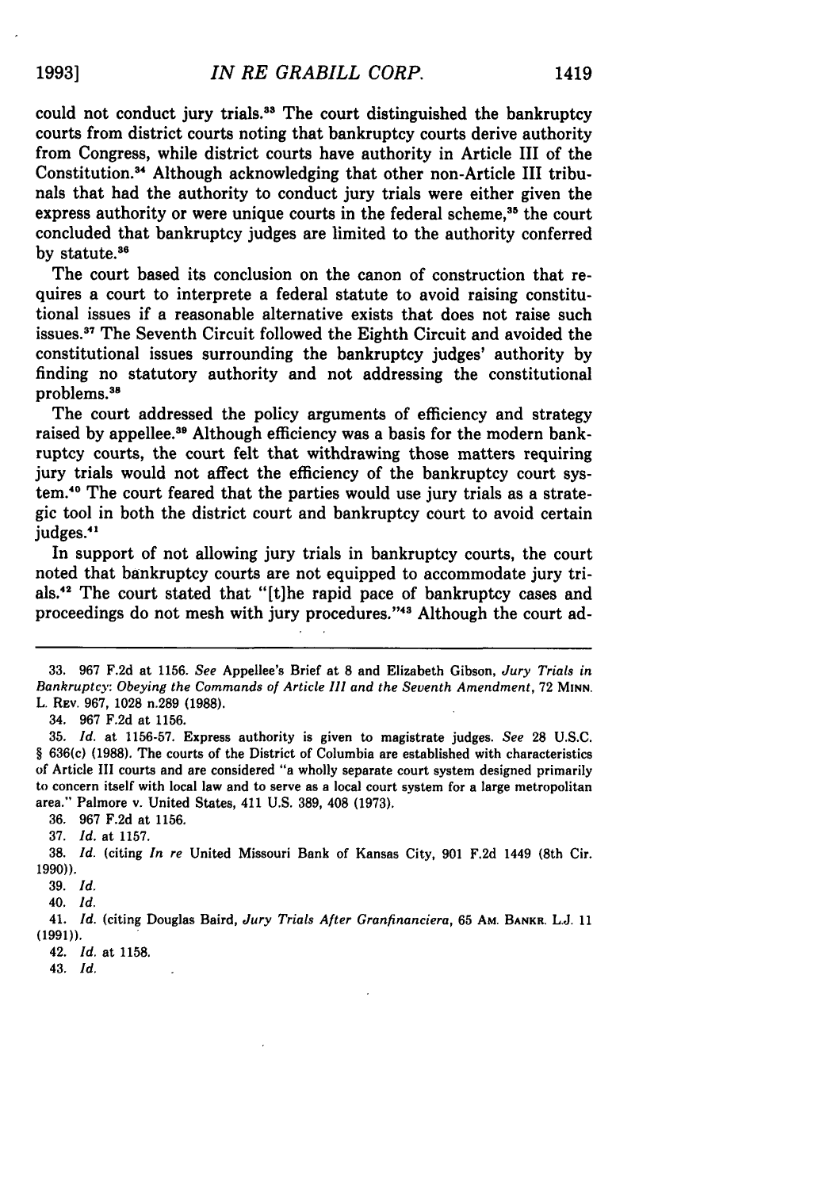could not conduct jury trials.[33] The court distinguished the bankruptcy courts from district courts noting that bankruptcy courts derive authority from Congress, while district courts have authority in Article III of the Constitution.[34] Although acknowledging that other non-Article III tribunals that had the authority to conduct jury trials were either given the express authority or were unique courts in the federal scheme,[35] the court concluded that bankruptcy judges are limited to the authority conferred by statute.[36]

The court based its conclusion on the canon of construction that requires a court to interprete a federal statute to avoid raising constitutional issues if a reasonable alternative exists that does not raise such issues.[37] The Seventh Circuit followed the Eighth Circuit and avoided the constitutional issues surrounding the bankruptcy judges' authority by finding no statutory authority and not addressing the constitutional problems.[38]

The court addressed the policy arguments of efficiency and strategy raised by appellee.[39] Although efficiency was a basis for the modern bankruptcy courts, the court felt that withdrawing those matters requiring jury trials would not affect the efficiency of the bankruptcy court system.[40] The court feared that the parties would use jury trials as a strategic tool in both the district court and bankruptcy court to avoid certain judges.[41]

In support of not allowing jury trials in bankruptcy courts, the court noted that bankruptcy courts are not equipped to accommodate jury trials.[42] The court stated that "[t]he rapid pace of bankruptcy cases and proceedings do not mesh with jury procedures."[43] Although the court ad-

---

33. 967 F.2d at 1156. *See* Appellee's Brief at 8 and Elizabeth Gibson, *Jury Trials in Bankruptcy: Obeying the Commands of Article III and the Seventh Amendment*, 72 MINN. L. REV. 967, 1028 n.289 (1988).

34. 967 F.2d at 1156.

35. *Id.* at 1156-57. Express authority is given to magistrate judges. *See* 28 U.S.C. § 636(c) (1988). The courts of the District of Columbia are established with characteristics of Article III courts and are considered "a wholly separate court system designed primarily to concern itself with local law and to serve as a local court system for a large metropolitan area." Palmore v. United States, 411 U.S. 389, 408 (1973).

36. 967 F.2d at 1156.

37. *Id.* at 1157.

38. *Id.* (citing *In re* United Missouri Bank of Kansas City, 901 F.2d 1449 (8th Cir. 1990)).

39. *Id.*

40. *Id.*

41. *Id.* (citing Douglas Baird, *Jury Trials After Granfinanciera*, 65 AM. BANKR. L.J. 11 (1991)).

42. *Id.* at 1158.

43. *Id.*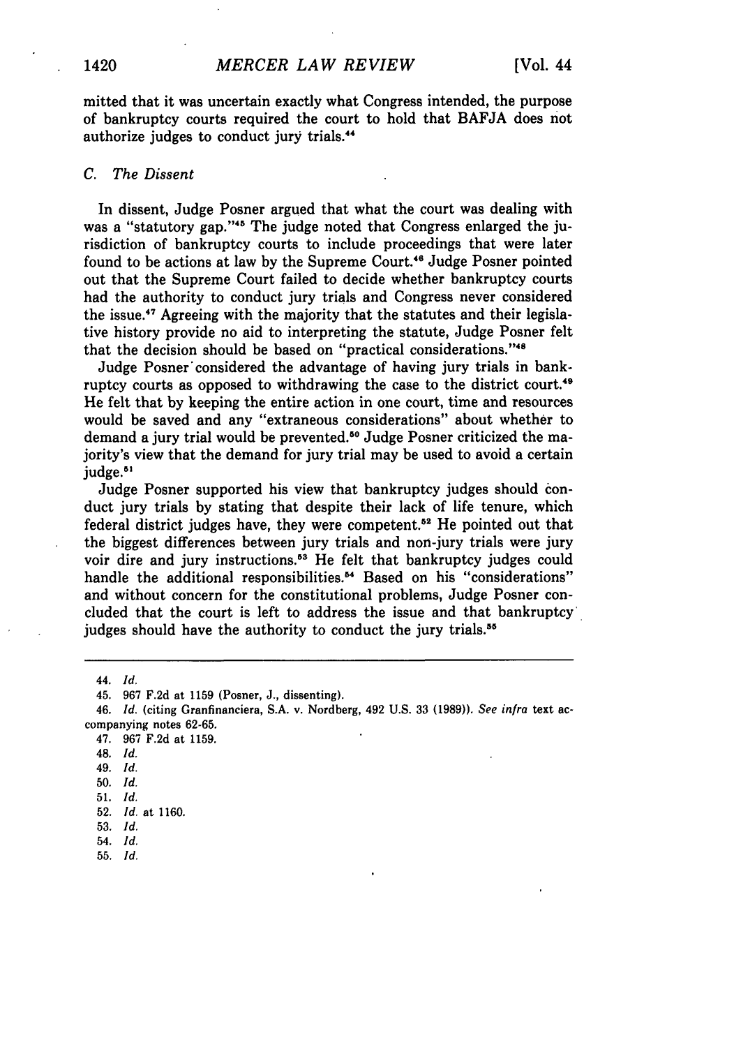mitted that it was uncertain exactly what Congress intended, the purpose of bankruptcy courts required the court to hold that BAFJA does not authorize judges to conduct jury trials.[44]

### C. *The Dissent*

In dissent, Judge Posner argued that what the court was dealing with was a "statutory gap."[45] The judge noted that Congress enlarged the jurisdiction of bankruptcy courts to include proceedings that were later found to be actions at law by the Supreme Court.[46] Judge Posner pointed out that the Supreme Court failed to decide whether bankruptcy courts had the authority to conduct jury trials and Congress never considered the issue.[47] Agreeing with the majority that the statutes and their legislative history provide no aid to interpreting the statute, Judge Posner felt that the decision should be based on "practical considerations."[48]

Judge Posner considered the advantage of having jury trials in bankruptcy courts as opposed to withdrawing the case to the district court.[49] He felt that by keeping the entire action in one court, time and resources would be saved and any "extraneous considerations" about whether to demand a jury trial would be prevented.[50] Judge Posner criticized the majority's view that the demand for jury trial may be used to avoid a certain judge.[51]

Judge Posner supported his view that bankruptcy judges should conduct jury trials by stating that despite their lack of life tenure, which federal district judges have, they were competent.[52] He pointed out that the biggest differences between jury trials and non-jury trials were jury voir dire and jury instructions.[53] He felt that bankruptcy judges could handle the additional responsibilities.[54] Based on his "considerations" and without concern for the constitutional problems, Judge Posner concluded that the court is left to address the issue and that bankruptcy judges should have the authority to conduct the jury trials.[55]

---

44. *Id.*
45. 967 F.2d at 1159 (Posner, J., dissenting).
46. *Id.* (citing Granfinanciera, S.A. v. Nordberg, 492 U.S. 33 (1989)). *See infra* text accompanying notes 62-65.
47. 967 F.2d at 1159.
48. *Id.*
49. *Id.*
50. *Id.*
51. *Id.*
52. *Id.* at 1160.
53. *Id.*
54. *Id.*
55. *Id.*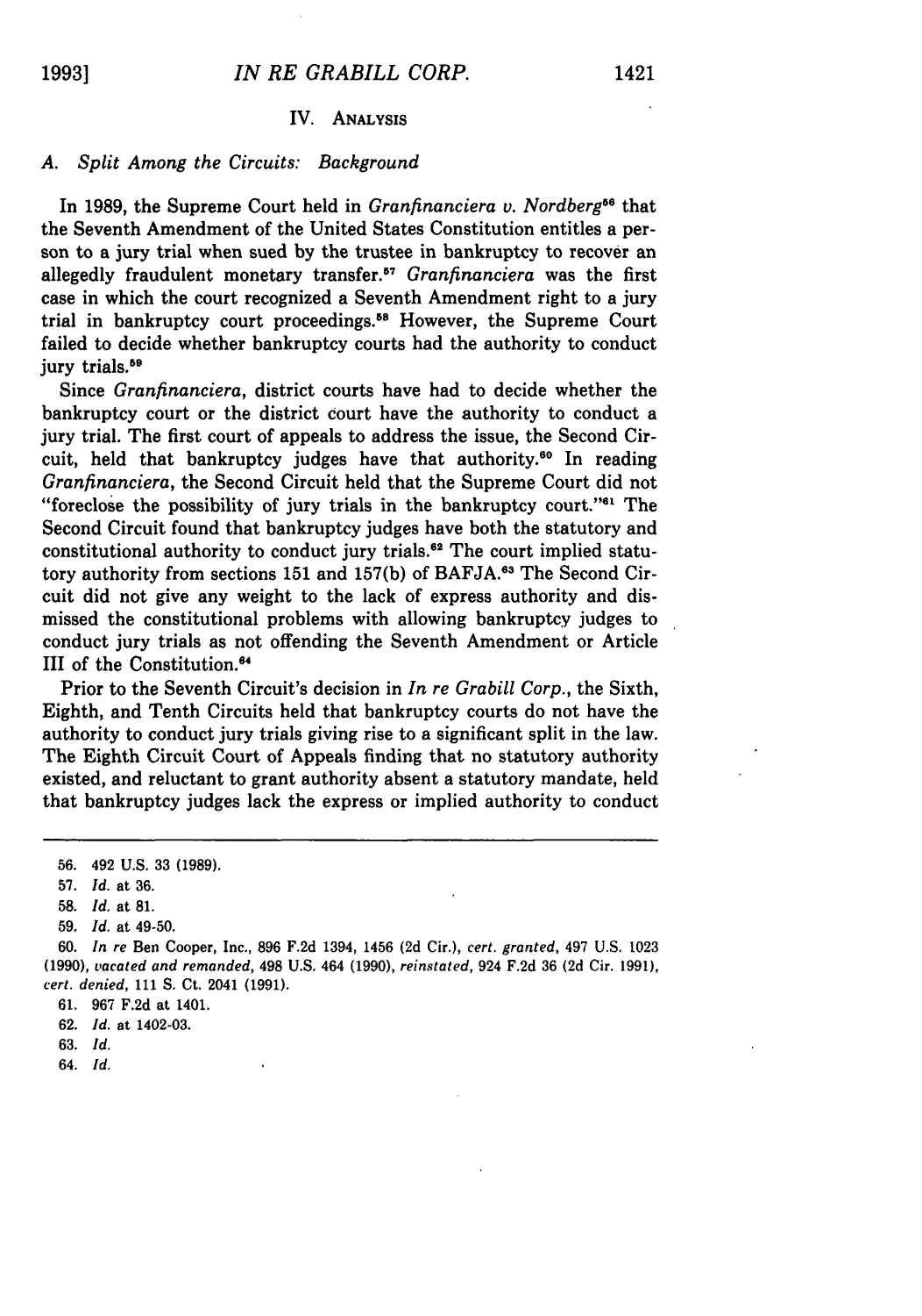## IV. Analysis

### A. *Split Among the Circuits: Background*

In 1989, the Supreme Court held in *Granfinanciera v. Nordberg*[56] that the Seventh Amendment of the United States Constitution entitles a person to a jury trial when sued by the trustee in bankruptcy to recover an allegedly fraudulent monetary transfer.[57] *Granfinanciera* was the first case in which the court recognized a Seventh Amendment right to a jury trial in bankruptcy court proceedings.[58] However, the Supreme Court failed to decide whether bankruptcy courts had the authority to conduct jury trials.[59]

Since *Granfinanciera*, district courts have had to decide whether the bankruptcy court or the district court have the authority to conduct a jury trial. The first court of appeals to address the issue, the Second Circuit, held that bankruptcy judges have that authority.[60] In reading *Granfinanciera*, the Second Circuit held that the Supreme Court did not "foreclose the possibility of jury trials in the bankruptcy court."[61] The Second Circuit found that bankruptcy judges have both the statutory and constitutional authority to conduct jury trials.[62] The court implied statutory authority from sections 151 and 157(b) of BAFJA.[63] The Second Circuit did not give any weight to the lack of express authority and dismissed the constitutional problems with allowing bankruptcy judges to conduct jury trials as not offending the Seventh Amendment or Article III of the Constitution.[64]

Prior to the Seventh Circuit's decision in *In re Grabill Corp.*, the Sixth, Eighth, and Tenth Circuits held that bankruptcy courts do not have the authority to conduct jury trials giving rise to a significant split in the law. The Eighth Circuit Court of Appeals finding that no statutory authority existed, and reluctant to grant authority absent a statutory mandate, held that bankruptcy judges lack the express or implied authority to conduct

---

56. 492 U.S. 33 (1989).

57. *Id.* at 36.

58. *Id.* at 81.

59. *Id.* at 49-50.

60. *In re* Ben Cooper, Inc., 896 F.2d 1394, 1456 (2d Cir.), *cert. granted*, 497 U.S. 1023 (1990), *vacated and remanded*, 498 U.S. 464 (1990), *reinstated*, 924 F.2d 36 (2d Cir. 1991), *cert. denied*, 111 S. Ct. 2041 (1991).

61. 967 F.2d at 1401.

62. *Id.* at 1402-03.

63. *Id.*

64. *Id.*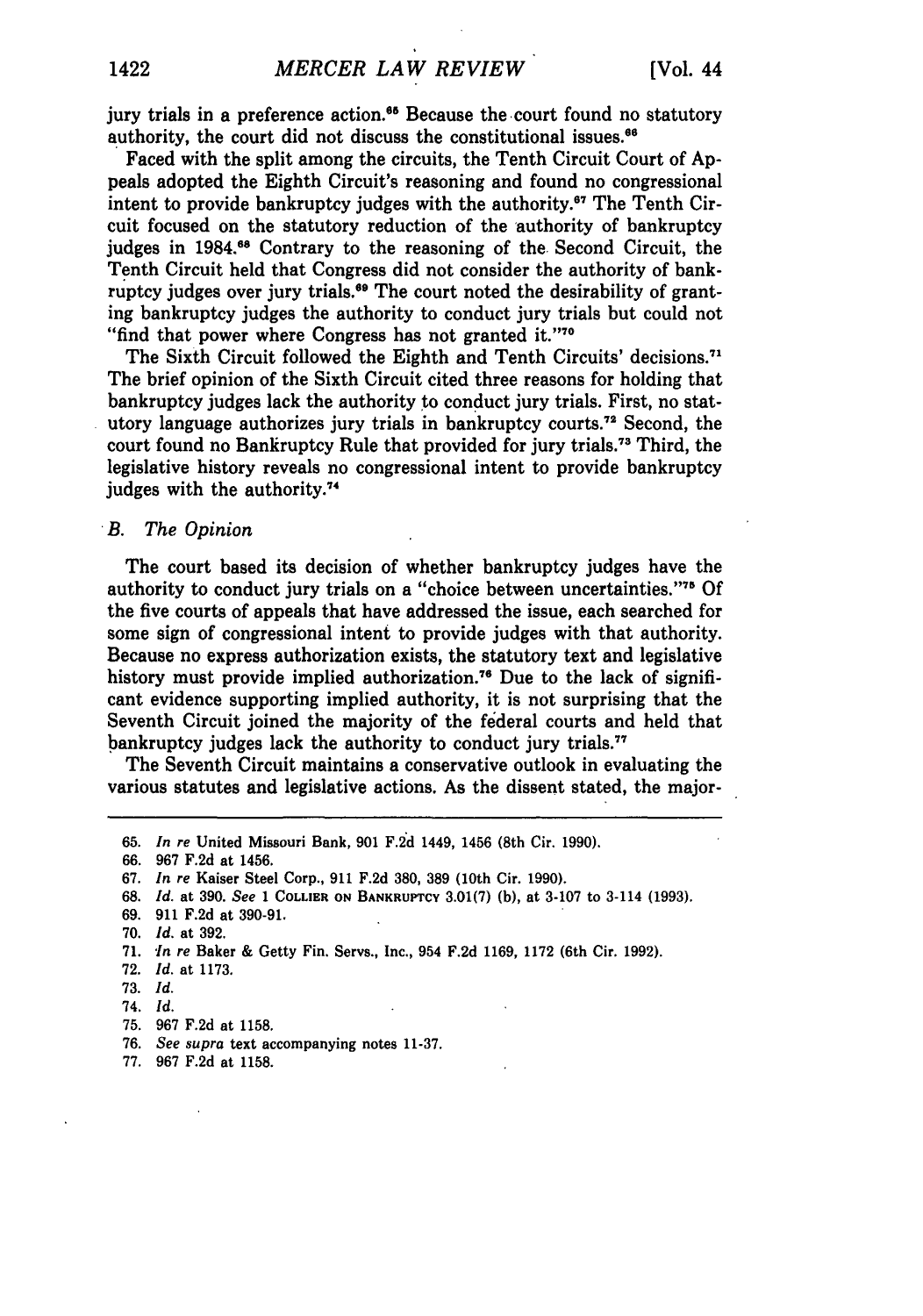jury trials in a preference action.[65] Because the court found no statutory authority, the court did not discuss the constitutional issues.[66]

Faced with the split among the circuits, the Tenth Circuit Court of Appeals adopted the Eighth Circuit's reasoning and found no congressional intent to provide bankruptcy judges with the authority.[67] The Tenth Circuit focused on the statutory reduction of the authority of bankruptcy judges in 1984.[68] Contrary to the reasoning of the Second Circuit, the Tenth Circuit held that Congress did not consider the authority of bankruptcy judges over jury trials.[69] The court noted the desirability of granting bankruptcy judges the authority to conduct jury trials but could not "find that power where Congress has not granted it."[70]

The Sixth Circuit followed the Eighth and Tenth Circuits' decisions.[71] The brief opinion of the Sixth Circuit cited three reasons for holding that bankruptcy judges lack the authority to conduct jury trials. First, no statutory language authorizes jury trials in bankruptcy courts.[72] Second, the court found no Bankruptcy Rule that provided for jury trials.[73] Third, the legislative history reveals no congressional intent to provide bankruptcy judges with the authority.[74]

### B. The Opinion

The court based its decision of whether bankruptcy judges have the authority to conduct jury trials on a "choice between uncertainties."[75] Of the five courts of appeals that have addressed the issue, each searched for some sign of congressional intent to provide judges with that authority. Because no express authorization exists, the statutory text and legislative history must provide implied authorization.[76] Due to the lack of significant evidence supporting implied authority, it is not surprising that the Seventh Circuit joined the majority of the federal courts and held that bankruptcy judges lack the authority to conduct jury trials.[77]

The Seventh Circuit maintains a conservative outlook in evaluating the various statutes and legislative actions. As the dissent stated, the major-

---

65. *In re* United Missouri Bank, 901 F.2d 1449, 1456 (8th Cir. 1990).

66. 967 F.2d at 1456.

67. *In re* Kaiser Steel Corp., 911 F.2d 380, 389 (10th Cir. 1990).

68. *Id.* at 390. *See* 1 COLLIER ON BANKRUPTCY 3.01(7) (b), at 3-107 to 3-114 (1993).

69. 911 F.2d at 390-91.

70. *Id.* at 392.

71. *In re* Baker & Getty Fin. Servs., Inc., 954 F.2d 1169, 1172 (6th Cir. 1992).

72. *Id.* at 1173.

73. *Id.*

74. *Id.*

75. 967 F.2d at 1158.

76. *See supra* text accompanying notes 11-37.

77. 967 F.2d at 1158.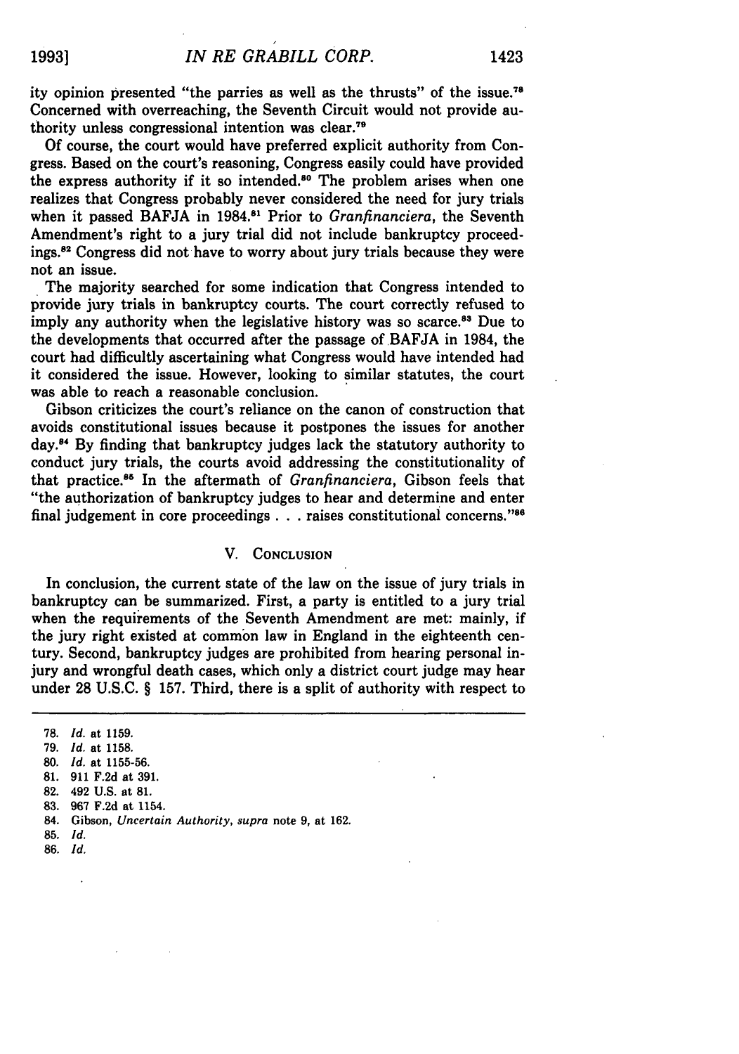ity opinion presented "the parries as well as the thrusts" of the issue.[78] Concerned with overreaching, the Seventh Circuit would not provide authority unless congressional intention was clear.[79]

Of course, the court would have preferred explicit authority from Congress. Based on the court's reasoning, Congress easily could have provided the express authority if it so intended.[80] The problem arises when one realizes that Congress probably never considered the need for jury trials when it passed BAFJA in 1984.[81] Prior to *Granfinanciera*, the Seventh Amendment's right to a jury trial did not include bankruptcy proceedings.[82] Congress did not have to worry about jury trials because they were not an issue.

The majority searched for some indication that Congress intended to provide jury trials in bankruptcy courts. The court correctly refused to imply any authority when the legislative history was so scarce.[83] Due to the developments that occurred after the passage of BAFJA in 1984, the court had difficultly ascertaining what Congress would have intended had it considered the issue. However, looking to similar statutes, the court was able to reach a reasonable conclusion.

Gibson criticizes the court's reliance on the canon of construction that avoids constitutional issues because it postpones the issues for another day.[84] By finding that bankruptcy judges lack the statutory authority to conduct jury trials, the courts avoid addressing the constitutionality of that practice.[85] In the aftermath of *Granfinanciera*, Gibson feels that "the authorization of bankruptcy judges to hear and determine and enter final judgement in core proceedings . . . raises constitutional concerns."[86]

## V. Conclusion

In conclusion, the current state of the law on the issue of jury trials in bankruptcy can be summarized. First, a party is entitled to a jury trial when the requirements of the Seventh Amendment are met: mainly, if the jury right existed at common law in England in the eighteenth century. Second, bankruptcy judges are prohibited from hearing personal injury and wrongful death cases, which only a district court judge may hear under 28 U.S.C. § 157. Third, there is a split of authority with respect to

---

78. *Id.* at 1159.
79. *Id.* at 1158.
80. *Id.* at 1155-56.
81. 911 F.2d at 391.
82. 492 U.S. at 81.
83. 967 F.2d at 1154.
84. Gibson, *Uncertain Authority*, *supra* note 9, at 162.
85. *Id.*
86. *Id.*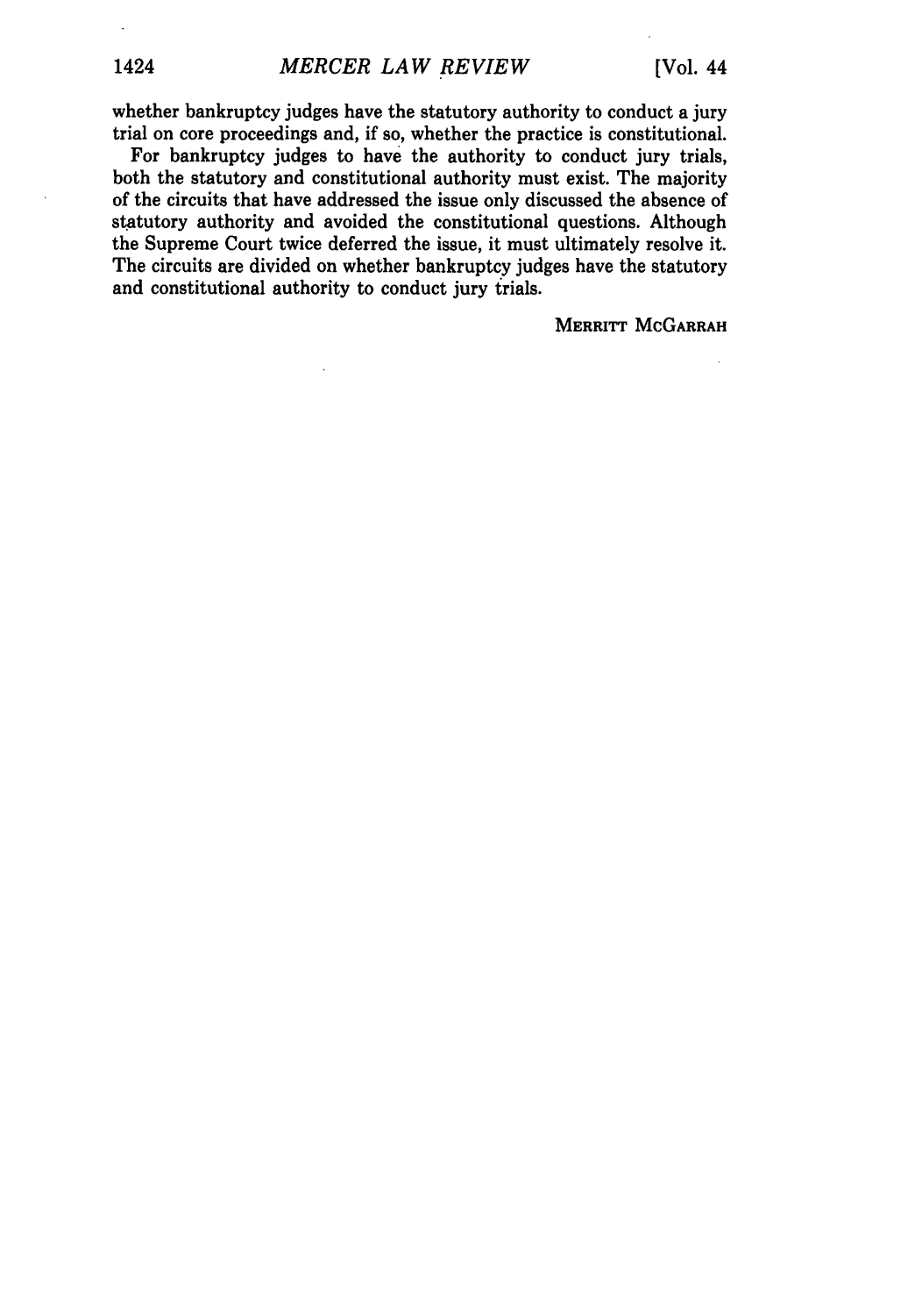whether bankruptcy judges have the statutory authority to conduct a jury trial on core proceedings and, if so, whether the practice is constitutional.

For bankruptcy judges to have the authority to conduct jury trials, both the statutory and constitutional authority must exist. The majority of the circuits that have addressed the issue only discussed the absence of statutory authority and avoided the constitutional questions. Although the Supreme Court twice deferred the issue, it must ultimately resolve it. The circuits are divided on whether bankruptcy judges have the statutory and constitutional authority to conduct jury trials.

MERRITT MCGARRAH